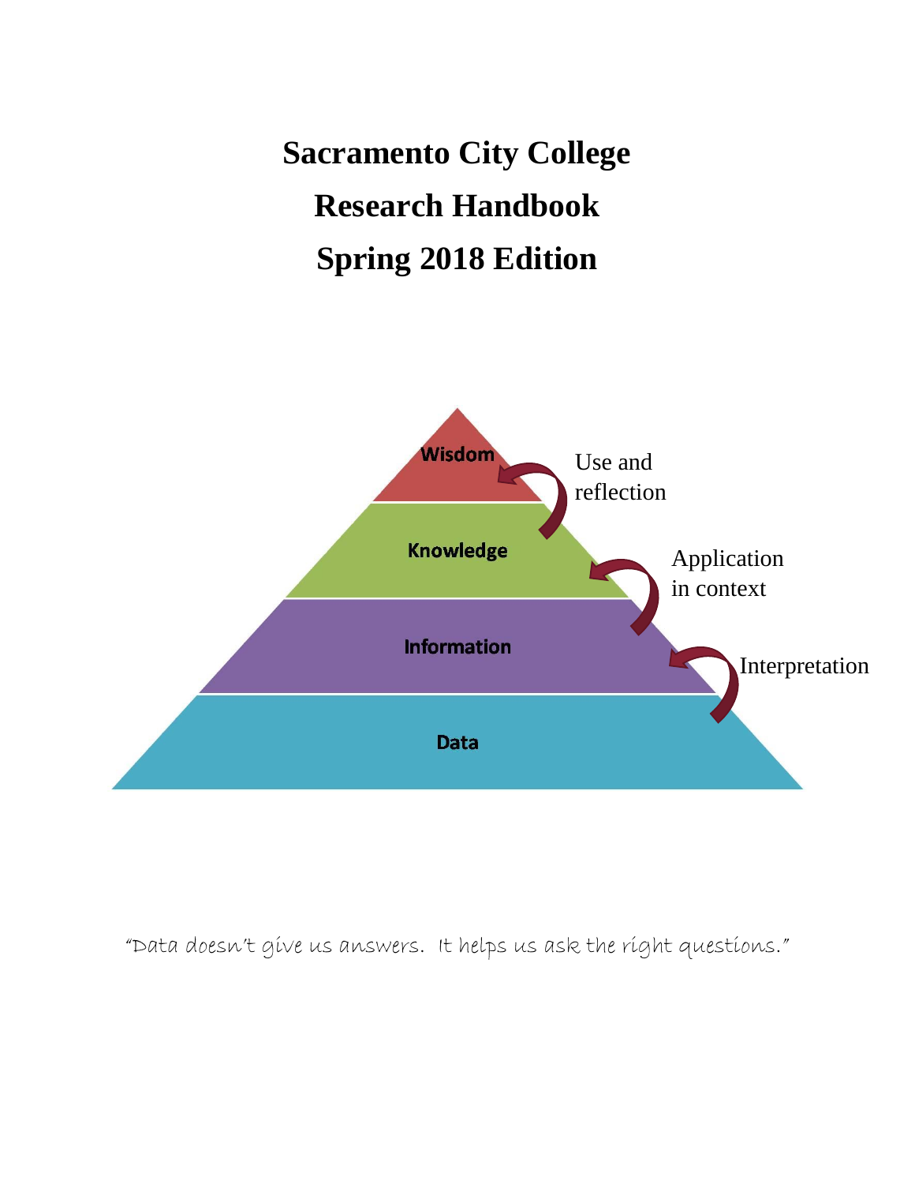# Sacramento City College
# Research Handbook
# Spring 2018 Edition

Wisdom

Use and reflection

Knowledge

Application in context

Information

Interpretation

Data

"Data doesn't give us answers. It helps us ask the right questions."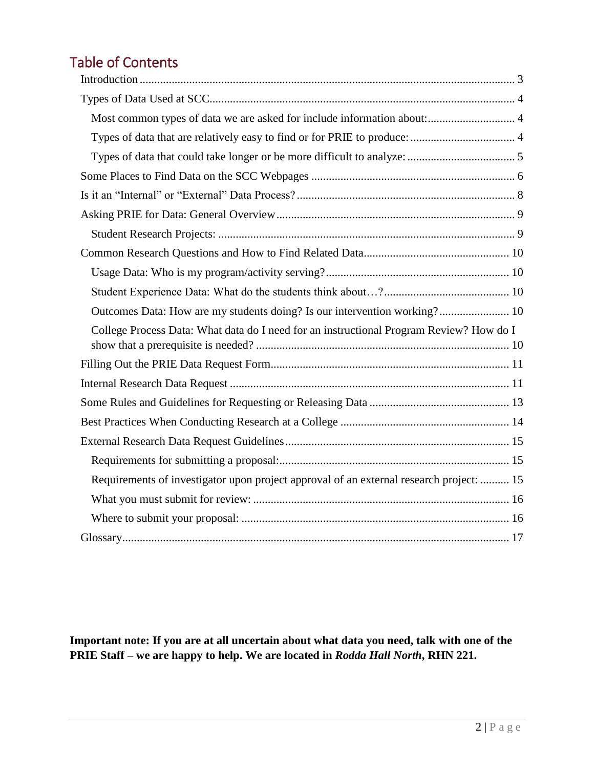## Table of Contents

- Introduction ... 3
- Types of Data Used at SCC ... 4
  - Most common types of data we are asked for include information about: ... 4
  - Types of data that are relatively easy to find or for PRIE to produce: ... 4
  - Types of data that could take longer or be more difficult to analyze: ... 5
- Some Places to Find Data on the SCC Webpages ... 6
- Is it an "Internal" or "External" Data Process? ... 8
- Asking PRIE for Data: General Overview ... 9
  - Student Research Projects: ... 9
- Common Research Questions and How to Find Related Data ... 10
  - Usage Data: Who is my program/activity serving? ... 10
  - Student Experience Data: What do the students think about…? ... 10
  - Outcomes Data: How are my students doing? Is our intervention working? ... 10
  - College Process Data: What data do I need for an instructional Program Review? How do I show that a prerequisite is needed? ... 10
- Filling Out the PRIE Data Request Form ... 11
- Internal Research Data Request ... 11
- Some Rules and Guidelines for Requesting or Releasing Data ... 13
- Best Practices When Conducting Research at a College ... 14
- External Research Data Request Guidelines ... 15
  - Requirements for submitting a proposal: ... 15
  - Requirements of investigator upon project approval of an external research project: ... 15
  - What you must submit for review: ... 16
  - Where to submit your proposal: ... 16
- Glossary ... 17

**Important note: If you are at all uncertain about what data you need, talk with one of the PRIE Staff – we are happy to help. We are located in *Rodda Hall North*, RHN 221.**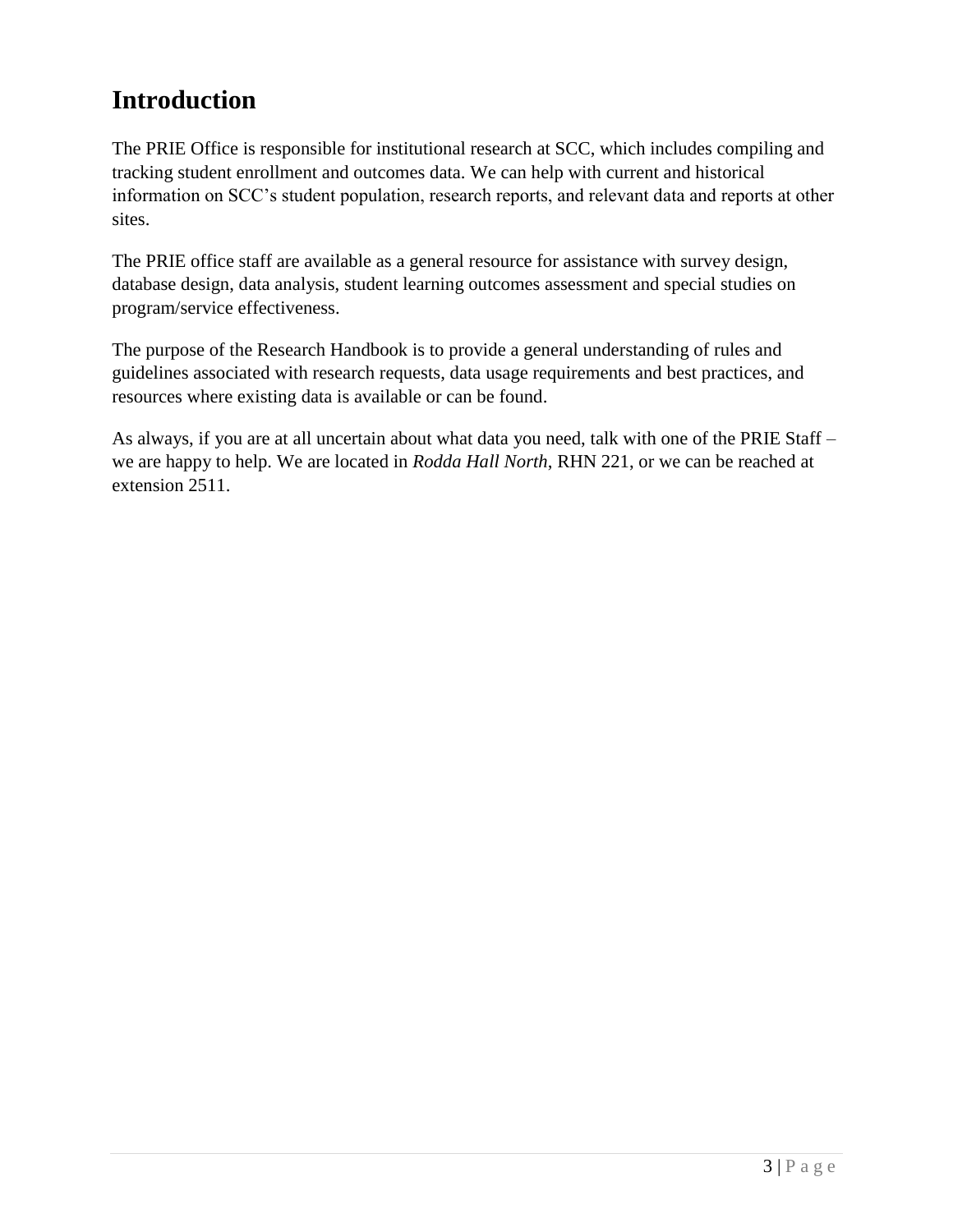# Introduction

The PRIE Office is responsible for institutional research at SCC, which includes compiling and tracking student enrollment and outcomes data. We can help with current and historical information on SCC's student population, research reports, and relevant data and reports at other sites.

The PRIE office staff are available as a general resource for assistance with survey design, database design, data analysis, student learning outcomes assessment and special studies on program/service effectiveness.

The purpose of the Research Handbook is to provide a general understanding of rules and guidelines associated with research requests, data usage requirements and best practices, and resources where existing data is available or can be found.

As always, if you are at all uncertain about what data you need, talk with one of the PRIE Staff – we are happy to help. We are located in *Rodda Hall North*, RHN 221, or we can be reached at extension 2511.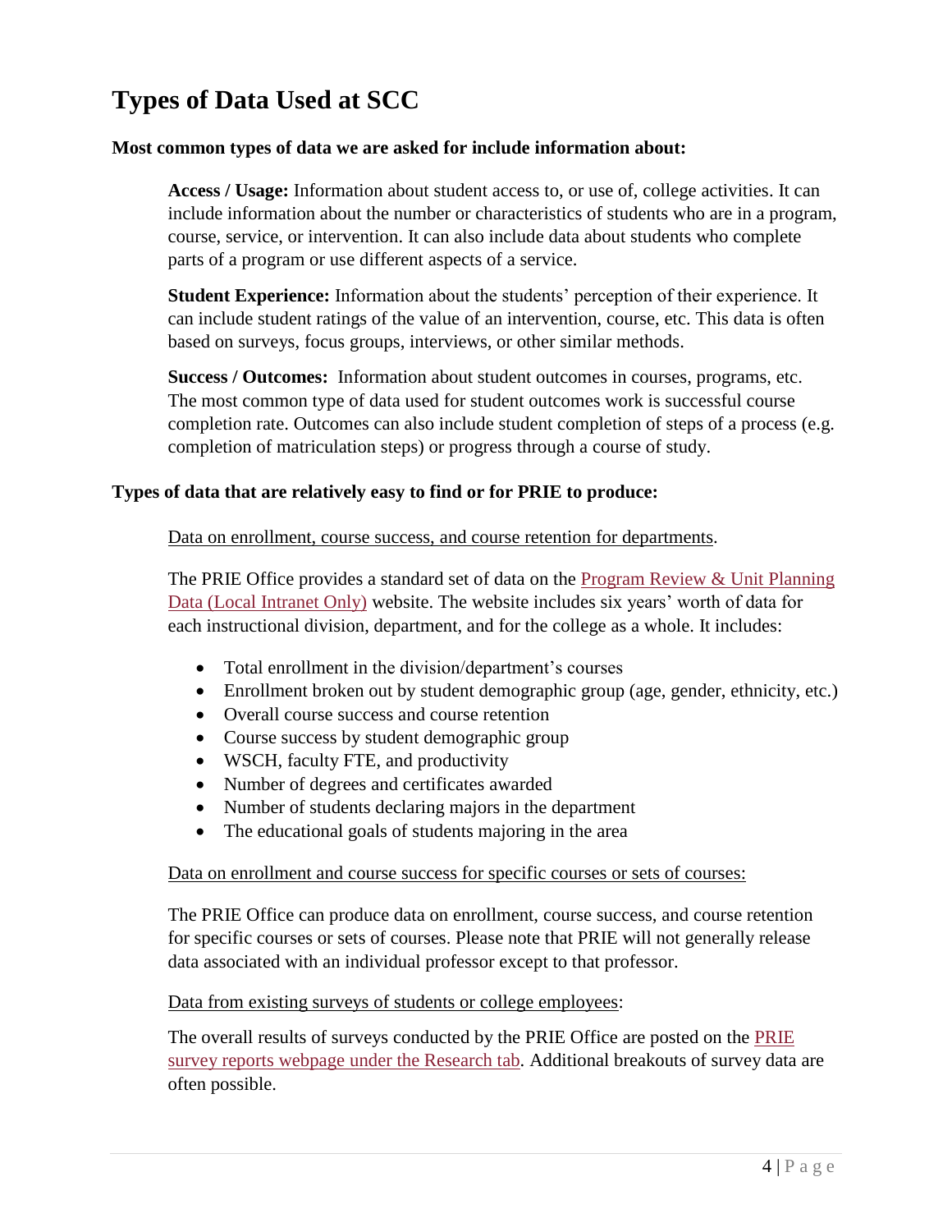# Types of Data Used at SCC

**Most common types of data we are asked for include information about:**

**Access / Usage:** Information about student access to, or use of, college activities. It can include information about the number or characteristics of students who are in a program, course, service, or intervention. It can also include data about students who complete parts of a program or use different aspects of a service.

**Student Experience:** Information about the students' perception of their experience. It can include student ratings of the value of an intervention, course, etc. This data is often based on surveys, focus groups, interviews, or other similar methods.

**Success / Outcomes:** Information about student outcomes in courses, programs, etc. The most common type of data used for student outcomes work is successful course completion rate. Outcomes can also include student completion of steps of a process (e.g. completion of matriculation steps) or progress through a course of study.

**Types of data that are relatively easy to find or for PRIE to produce:**

<u>Data on enrollment, course success, and course retention for departments</u>.

The PRIE Office provides a standard set of data on the Program Review & Unit Planning Data (Local Intranet Only) website. The website includes six years' worth of data for each instructional division, department, and for the college as a whole. It includes:

- Total enrollment in the division/department's courses
- Enrollment broken out by student demographic group (age, gender, ethnicity, etc.)
- Overall course success and course retention
- Course success by student demographic group
- WSCH, faculty FTE, and productivity
- Number of degrees and certificates awarded
- Number of students declaring majors in the department
- The educational goals of students majoring in the area

<u>Data on enrollment and course success for specific courses or sets of courses:</u>

The PRIE Office can produce data on enrollment, course success, and course retention for specific courses or sets of courses. Please note that PRIE will not generally release data associated with an individual professor except to that professor.

<u>Data from existing surveys of students or college employees</u>:

The overall results of surveys conducted by the PRIE Office are posted on the PRIE survey reports webpage under the Research tab. Additional breakouts of survey data are often possible.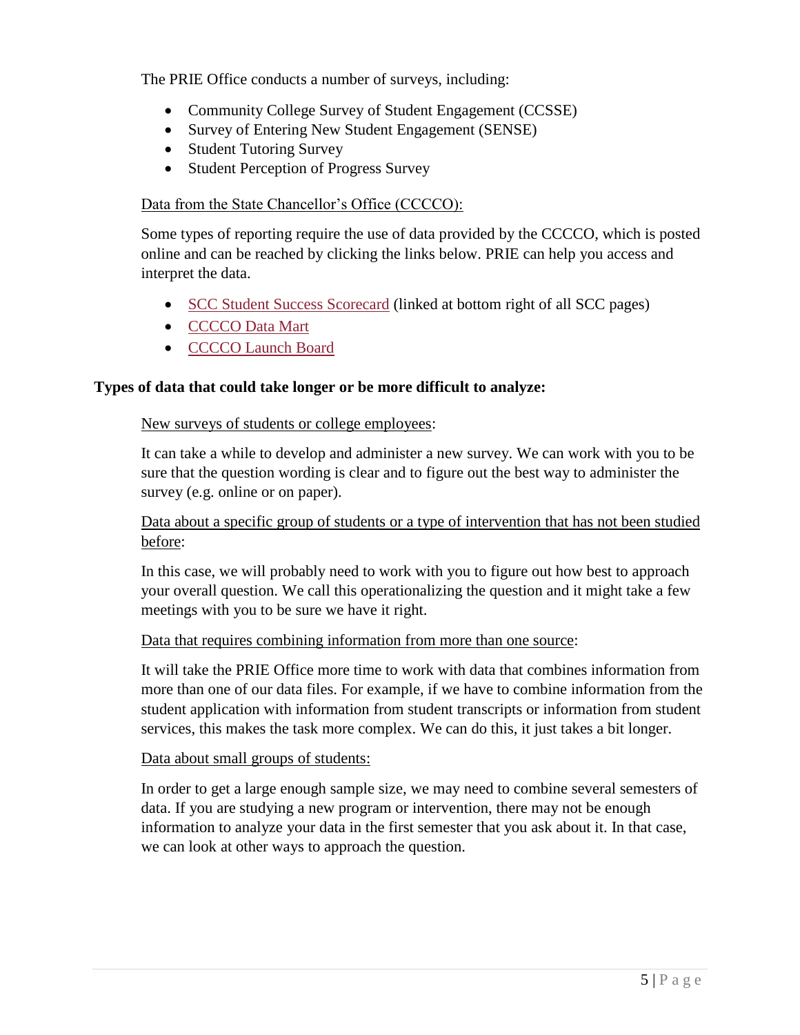The PRIE Office conducts a number of surveys, including:

- Community College Survey of Student Engagement (CCSSE)
- Survey of Entering New Student Engagement (SENSE)
- Student Tutoring Survey
- Student Perception of Progress Survey

Data from the State Chancellor's Office (CCCCO):

Some types of reporting require the use of data provided by the CCCCO, which is posted online and can be reached by clicking the links below. PRIE can help you access and interpret the data.

- SCC Student Success Scorecard (linked at bottom right of all SCC pages)
- CCCCO Data Mart
- CCCCO Launch Board

**Types of data that could take longer or be more difficult to analyze:**

New surveys of students or college employees:

It can take a while to develop and administer a new survey. We can work with you to be sure that the question wording is clear and to figure out the best way to administer the survey (e.g. online or on paper).

Data about a specific group of students or a type of intervention that has not been studied before:

In this case, we will probably need to work with you to figure out how best to approach your overall question. We call this operationalizing the question and it might take a few meetings with you to be sure we have it right.

Data that requires combining information from more than one source:

It will take the PRIE Office more time to work with data that combines information from more than one of our data files. For example, if we have to combine information from the student application with information from student transcripts or information from student services, this makes the task more complex. We can do this, it just takes a bit longer.

Data about small groups of students:

In order to get a large enough sample size, we may need to combine several semesters of data. If you are studying a new program or intervention, there may not be enough information to analyze your data in the first semester that you ask about it. In that case, we can look at other ways to approach the question.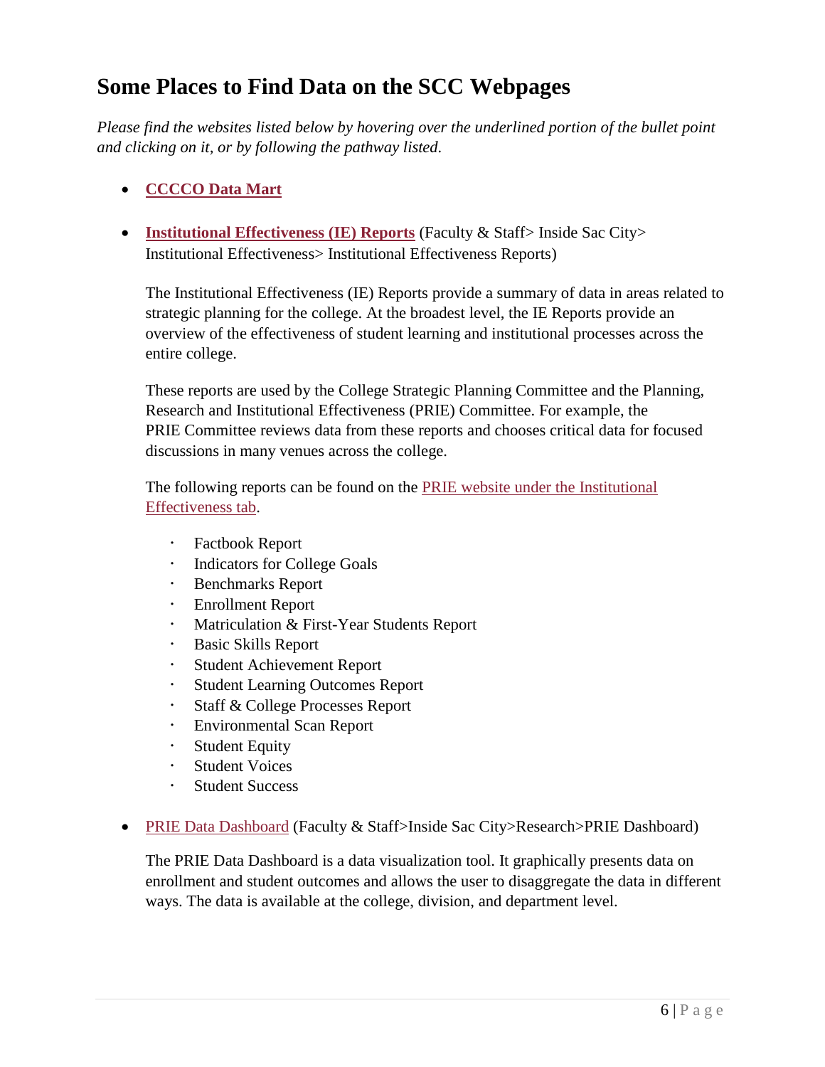# Some Places to Find Data on the SCC Webpages

*Please find the websites listed below by hovering over the underlined portion of the bullet point and clicking on it, or by following the pathway listed.*

- **CCCCO Data Mart**

- **Institutional Effectiveness (IE) Reports** (Faculty & Staff> Inside Sac City> Institutional Effectiveness> Institutional Effectiveness Reports)

  The Institutional Effectiveness (IE) Reports provide a summary of data in areas related to strategic planning for the college. At the broadest level, the IE Reports provide an overview of the effectiveness of student learning and institutional processes across the entire college.

  These reports are used by the College Strategic Planning Committee and the Planning, Research and Institutional Effectiveness (PRIE) Committee. For example, the PRIE Committee reviews data from these reports and chooses critical data for focused discussions in many venues across the college.

  The following reports can be found on the PRIE website under the Institutional Effectiveness tab.

  - Factbook Report
  - Indicators for College Goals
  - Benchmarks Report
  - Enrollment Report
  - Matriculation & First-Year Students Report
  - Basic Skills Report
  - Student Achievement Report
  - Student Learning Outcomes Report
  - Staff & College Processes Report
  - Environmental Scan Report
  - Student Equity
  - Student Voices
  - Student Success

- PRIE Data Dashboard (Faculty & Staff>Inside Sac City>Research>PRIE Dashboard)

  The PRIE Data Dashboard is a data visualization tool. It graphically presents data on enrollment and student outcomes and allows the user to disaggregate the data in different ways. The data is available at the college, division, and department level.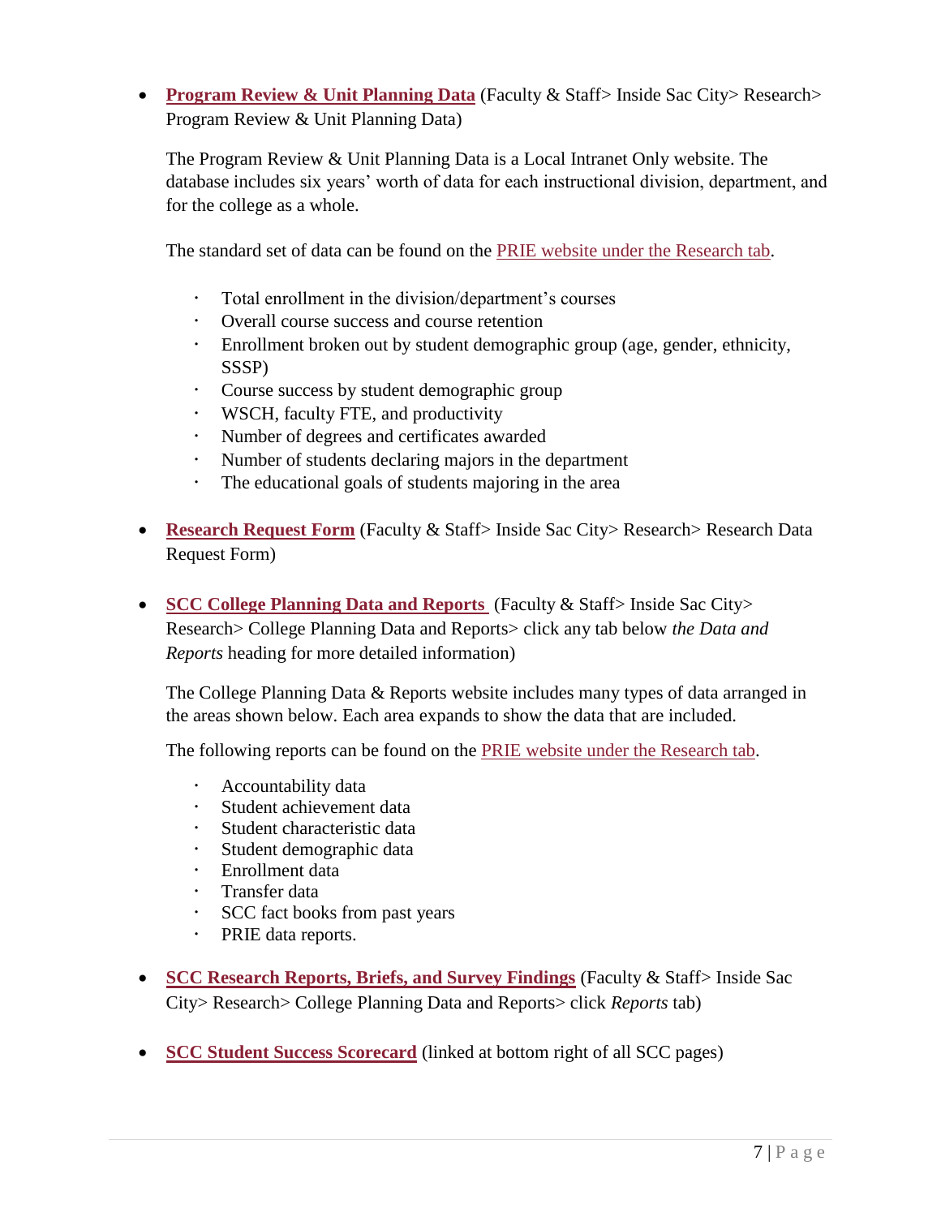- **Program Review & Unit Planning Data** (Faculty & Staff> Inside Sac City> Research> Program Review & Unit Planning Data)

  The Program Review & Unit Planning Data is a Local Intranet Only website. The database includes six years' worth of data for each instructional division, department, and for the college as a whole.

  The standard set of data can be found on the PRIE website under the Research tab.

  - Total enrollment in the division/department's courses
  - Overall course success and course retention
  - Enrollment broken out by student demographic group (age, gender, ethnicity, SSSP)
  - Course success by student demographic group
  - WSCH, faculty FTE, and productivity
  - Number of degrees and certificates awarded
  - Number of students declaring majors in the department
  - The educational goals of students majoring in the area

- **Research Request Form** (Faculty & Staff> Inside Sac City> Research> Research Data Request Form)

- **SCC College Planning Data and Reports** (Faculty & Staff> Inside Sac City> Research> College Planning Data and Reports> click any tab below *the Data and Reports* heading for more detailed information)

  The College Planning Data & Reports website includes many types of data arranged in the areas shown below. Each area expands to show the data that are included.

  The following reports can be found on the PRIE website under the Research tab.

  - Accountability data
  - Student achievement data
  - Student characteristic data
  - Student demographic data
  - Enrollment data
  - Transfer data
  - SCC fact books from past years
  - PRIE data reports.

- **SCC Research Reports, Briefs, and Survey Findings** (Faculty & Staff> Inside Sac City> Research> College Planning Data and Reports> click *Reports* tab)

- **SCC Student Success Scorecard** (linked at bottom right of all SCC pages)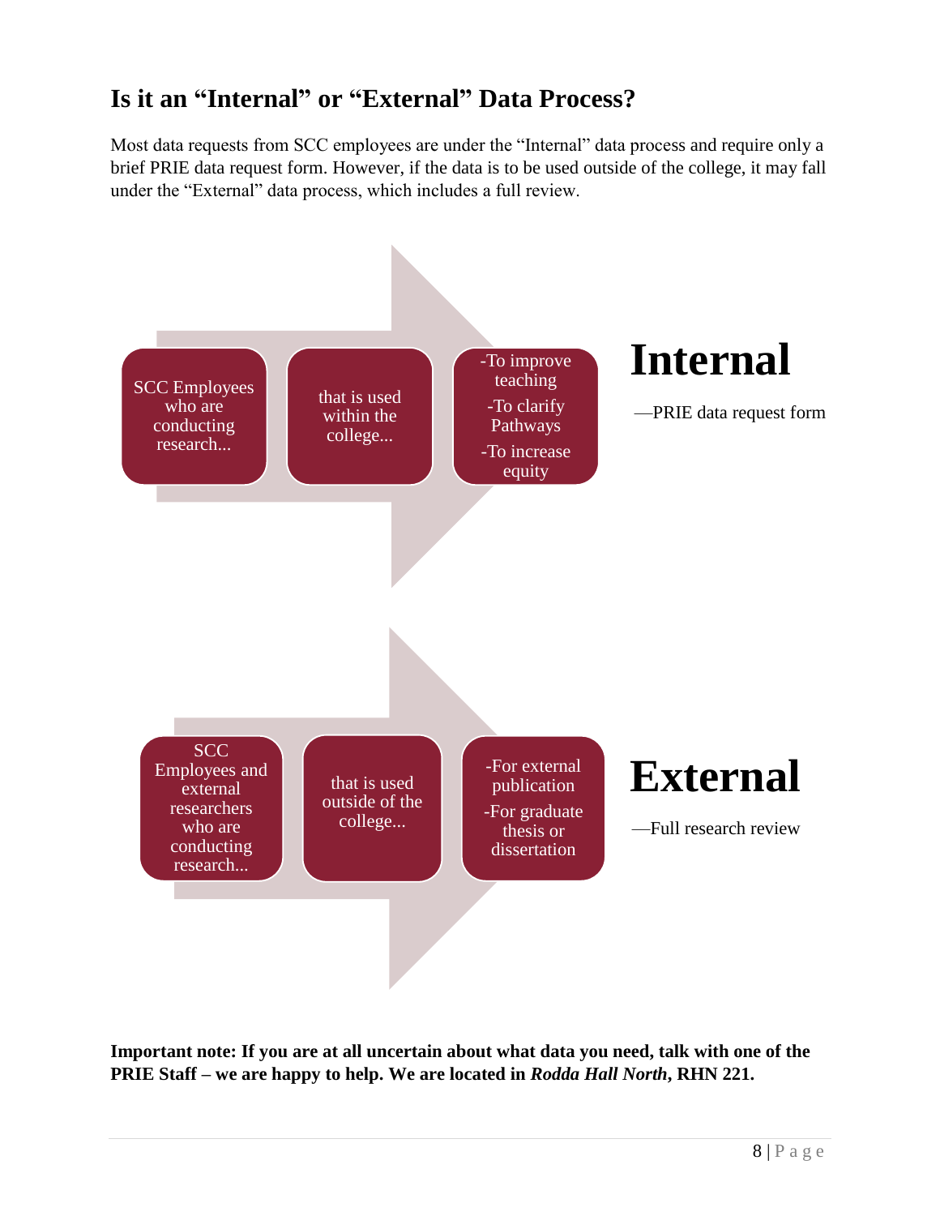## Is it an "Internal" or "External" Data Process?

Most data requests from SCC employees are under the "Internal" data process and require only a brief PRIE data request form. However, if the data is to be used outside of the college, it may fall under the "External" data process, which includes a full review.

SCC Employees who are conducting research... → that is used within the college... → -To improve teaching -To clarify Pathways -To increase equity

# Internal

—PRIE data request form

SCC Employees and external researchers who are conducting research... → that is used outside of the college... → -For external publication -For graduate thesis or dissertation

# External

—Full research review

**Important note: If you are at all uncertain about what data you need, talk with one of the PRIE Staff – we are happy to help. We are located in *Rodda Hall North*, RHN 221.**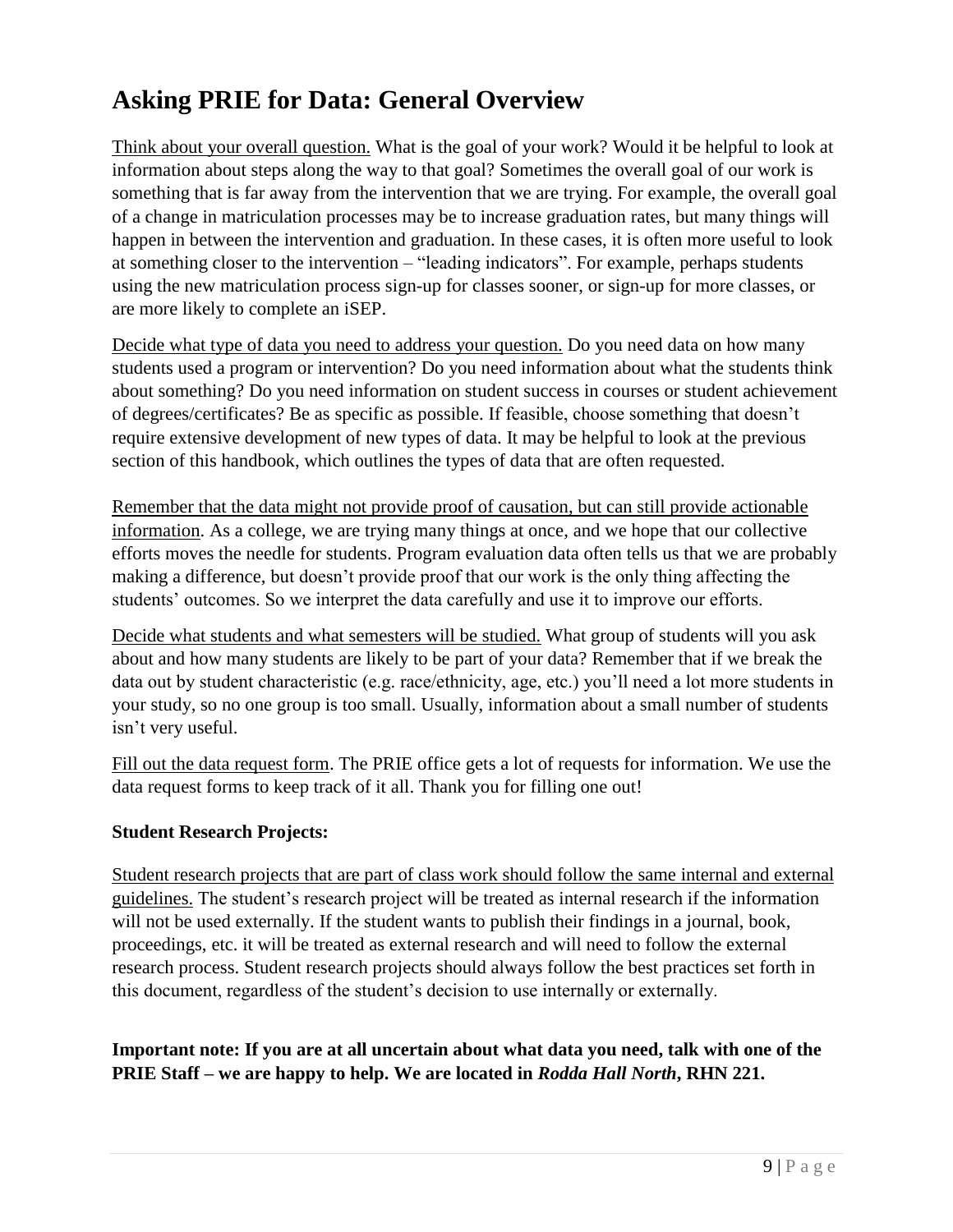## Asking PRIE for Data: General Overview

<u>Think about your overall question.</u> What is the goal of your work? Would it be helpful to look at information about steps along the way to that goal? Sometimes the overall goal of our work is something that is far away from the intervention that we are trying. For example, the overall goal of a change in matriculation processes may be to increase graduation rates, but many things will happen in between the intervention and graduation. In these cases, it is often more useful to look at something closer to the intervention – "leading indicators". For example, perhaps students using the new matriculation process sign-up for classes sooner, or sign-up for more classes, or are more likely to complete an iSEP.

<u>Decide what type of data you need to address your question.</u> Do you need data on how many students used a program or intervention? Do you need information about what the students think about something? Do you need information on student success in courses or student achievement of degrees/certificates? Be as specific as possible. If feasible, choose something that doesn't require extensive development of new types of data. It may be helpful to look at the previous section of this handbook, which outlines the types of data that are often requested.

<u>Remember that the data might not provide proof of causation, but can still provide actionable information</u>. As a college, we are trying many things at once, and we hope that our collective efforts moves the needle for students. Program evaluation data often tells us that we are probably making a difference, but doesn't provide proof that our work is the only thing affecting the students' outcomes. So we interpret the data carefully and use it to improve our efforts.

<u>Decide what students and what semesters will be studied.</u> What group of students will you ask about and how many students are likely to be part of your data? Remember that if we break the data out by student characteristic (e.g. race/ethnicity, age, etc.) you'll need a lot more students in your study, so no one group is too small. Usually, information about a small number of students isn't very useful.

<u>Fill out the data request form</u>. The PRIE office gets a lot of requests for information. We use the data request forms to keep track of it all. Thank you for filling one out!

**Student Research Projects:**

<u>Student research projects that are part of class work should follow the same internal and external guidelines.</u> The student's research project will be treated as internal research if the information will not be used externally. If the student wants to publish their findings in a journal, book, proceedings, etc. it will be treated as external research and will need to follow the external research process. Student research projects should always follow the best practices set forth in this document, regardless of the student's decision to use internally or externally.

**Important note: If you are at all uncertain about what data you need, talk with one of the PRIE Staff – we are happy to help. We are located in *Rodda Hall North*, RHN 221.**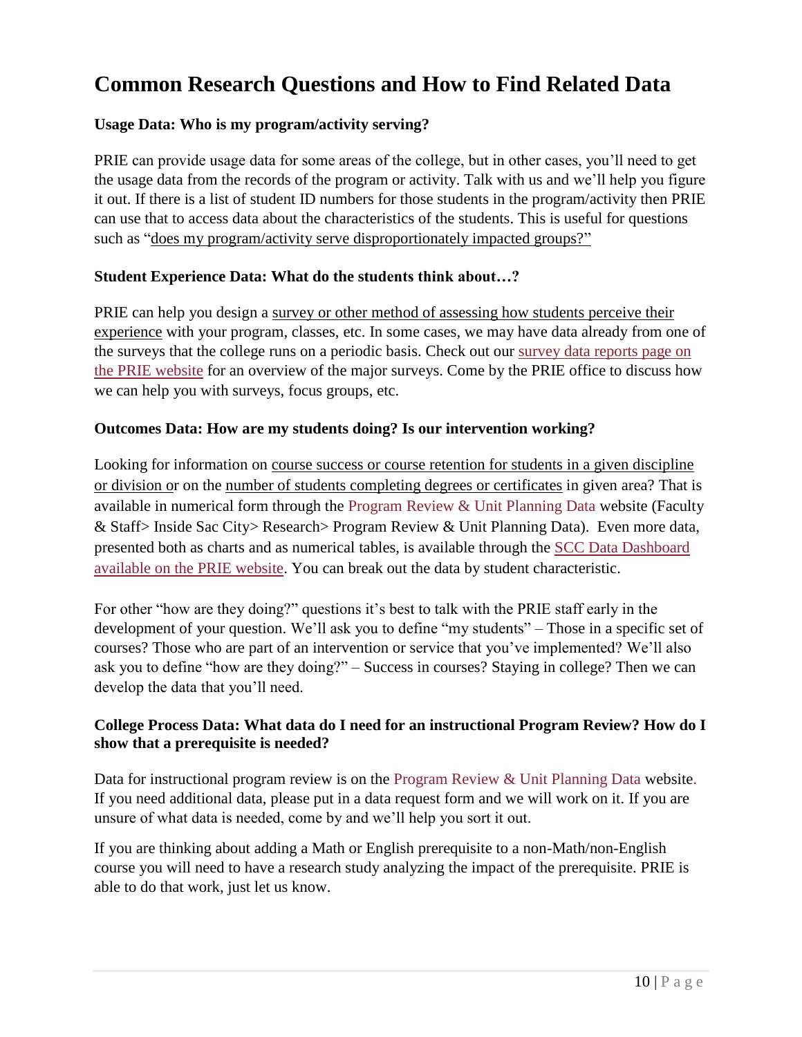# Common Research Questions and How to Find Related Data

### Usage Data: Who is my program/activity serving?

PRIE can provide usage data for some areas of the college, but in other cases, you'll need to get the usage data from the records of the program or activity. Talk with us and we'll help you figure it out. If there is a list of student ID numbers for those students in the program/activity then PRIE can use that to access data about the characteristics of the students. This is useful for questions such as "does my program/activity serve disproportionately impacted groups?"

### Student Experience Data: What do the students think about…?

PRIE can help you design a survey or other method of assessing how students perceive their experience with your program, classes, etc. In some cases, we may have data already from one of the surveys that the college runs on a periodic basis. Check out our survey data reports page on the PRIE website for an overview of the major surveys. Come by the PRIE office to discuss how we can help you with surveys, focus groups, etc.

### Outcomes Data: How are my students doing? Is our intervention working?

Looking for information on course success or course retention for students in a given discipline or division or on the number of students completing degrees or certificates in given area? That is available in numerical form through the Program Review & Unit Planning Data website (Faculty & Staff> Inside Sac City> Research> Program Review & Unit Planning Data). Even more data, presented both as charts and as numerical tables, is available through the SCC Data Dashboard available on the PRIE website. You can break out the data by student characteristic.

For other "how are they doing?" questions it's best to talk with the PRIE staff early in the development of your question. We'll ask you to define "my students" – Those in a specific set of courses? Those who are part of an intervention or service that you've implemented? We'll also ask you to define "how are they doing?" – Success in courses? Staying in college? Then we can develop the data that you'll need.

### College Process Data: What data do I need for an instructional Program Review? How do I show that a prerequisite is needed?

Data for instructional program review is on the Program Review & Unit Planning Data website. If you need additional data, please put in a data request form and we will work on it. If you are unsure of what data is needed, come by and we'll help you sort it out.

If you are thinking about adding a Math or English prerequisite to a non-Math/non-English course you will need to have a research study analyzing the impact of the prerequisite. PRIE is able to do that work, just let us know.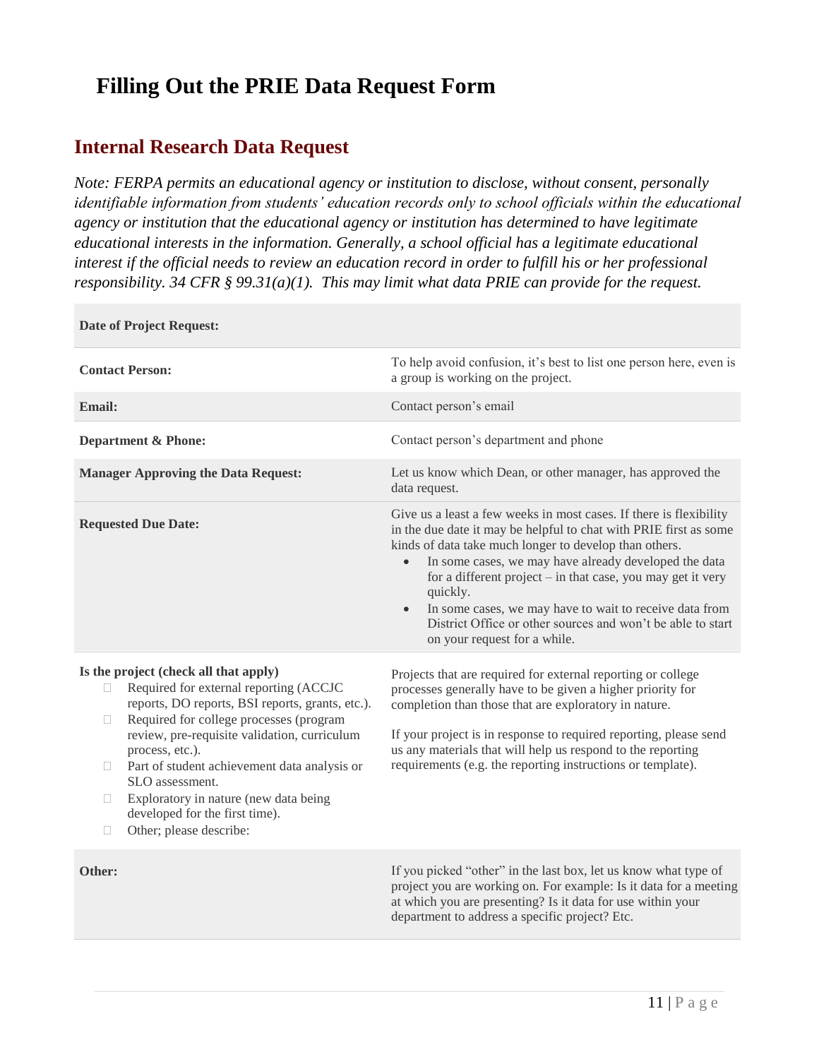# Filling Out the PRIE Data Request Form

## Internal Research Data Request

*Note: FERPA permits an educational agency or institution to disclose, without consent, personally identifiable information from students' education records only to school officials within the educational agency or institution that the educational agency or institution has determined to have legitimate educational interests in the information. Generally, a school official has a legitimate educational interest if the official needs to review an education record in order to fulfill his or her professional responsibility. 34 CFR § 99.31(a)(1). This may limit what data PRIE can provide for the request.*

| **Date of Project Request:** | |
|---|---|
| **Contact Person:** | To help avoid confusion, it's best to list one person here, even is a group is working on the project. |
| **Email:** | Contact person's email |
| **Department & Phone:** | Contact person's department and phone |
| **Manager Approving the Data Request:** | Let us know which Dean, or other manager, has approved the data request. |
| **Requested Due Date:** | Give us a least a few weeks in most cases. If there is flexibility in the due date it may be helpful to chat with PRIE first as some kinds of data take much longer to develop than others.<br>• In some cases, we may have already developed the data for a different project – in that case, you may get it very quickly.<br>• In some cases, we may have to wait to receive data from District Office or other sources and won't be able to start on your request for a while. |
| **Is the project (check all that apply)**<br>☐ Required for external reporting (ACCJC reports, DO reports, BSI reports, grants, etc.).<br>☐ Required for college processes (program review, pre-requisite validation, curriculum process, etc.).<br>☐ Part of student achievement data analysis or SLO assessment.<br>☐ Exploratory in nature (new data being developed for the first time).<br>☐ Other; please describe: | Projects that are required for external reporting or college processes generally have to be given a higher priority for completion than those that are exploratory in nature.<br><br>If your project is in response to required reporting, please send us any materials that will help us respond to the reporting requirements (e.g. the reporting instructions or template). |
| **Other:** | If you picked "other" in the last box, let us know what type of project you are working on. For example: Is it data for a meeting at which you are presenting? Is it data for use within your department to address a specific project? Etc. |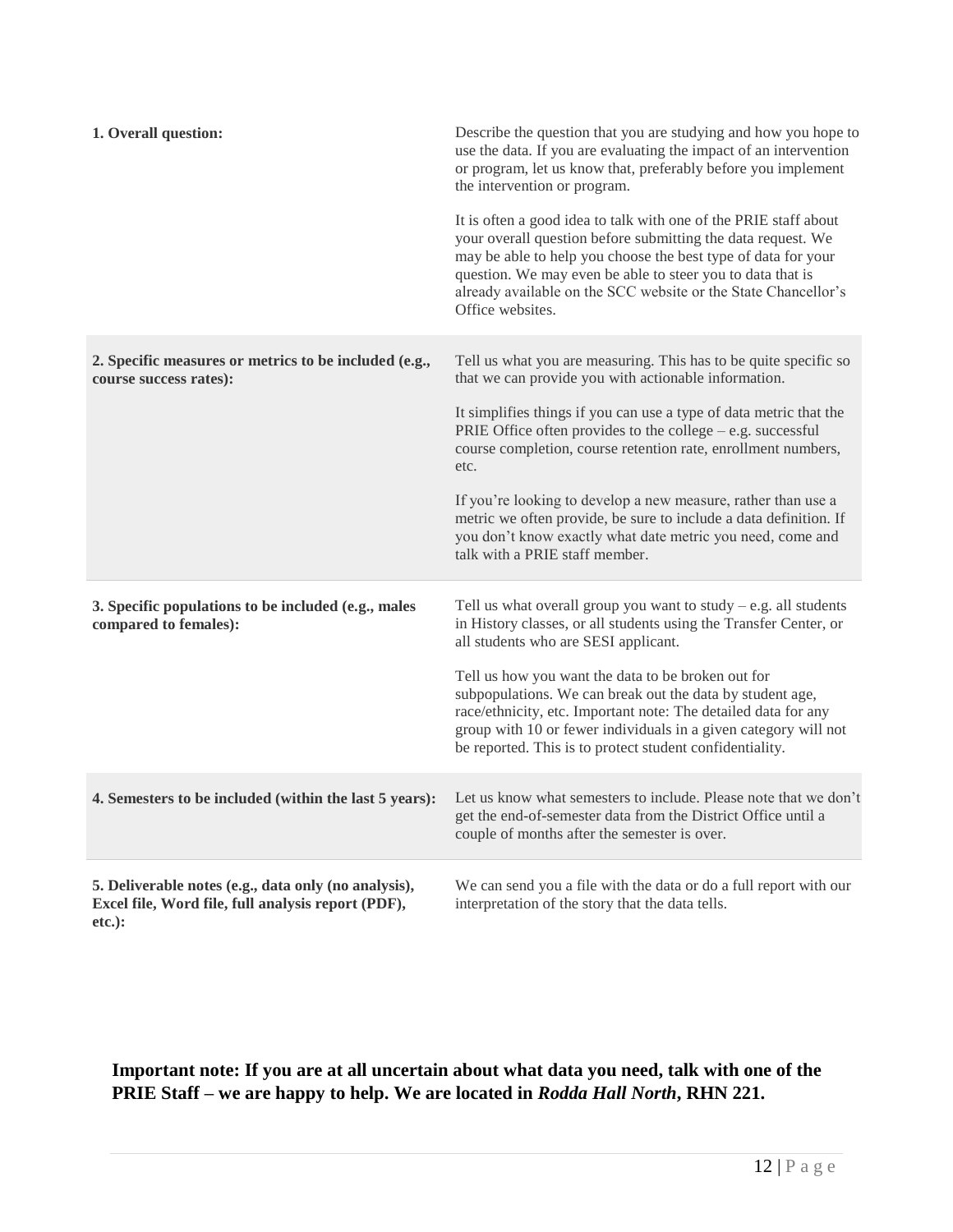| | |
|---|---|
| **1. Overall question:** | Describe the question that you are studying and how you hope to use the data. If you are evaluating the impact of an intervention or program, let us know that, preferably before you implement the intervention or program.<br><br>It is often a good idea to talk with one of the PRIE staff about your overall question before submitting the data request. We may be able to help you choose the best type of data for your question. We may even be able to steer you to data that is already available on the SCC website or the State Chancellor's Office websites. |
| **2. Specific measures or metrics to be included (e.g., course success rates):** | Tell us what you are measuring. This has to be quite specific so that we can provide you with actionable information.<br><br>It simplifies things if you can use a type of data metric that the PRIE Office often provides to the college – e.g. successful course completion, course retention rate, enrollment numbers, etc.<br><br>If you're looking to develop a new measure, rather than use a metric we often provide, be sure to include a data definition. If you don't know exactly what date metric you need, come and talk with a PRIE staff member. |
| **3. Specific populations to be included (e.g., males compared to females):** | Tell us what overall group you want to study – e.g. all students in History classes, or all students using the Transfer Center, or all students who are SESI applicant.<br><br>Tell us how you want the data to be broken out for subpopulations. We can break out the data by student age, race/ethnicity, etc. Important note: The detailed data for any group with 10 or fewer individuals in a given category will not be reported. This is to protect student confidentiality. |
| **4. Semesters to be included (within the last 5 years):** | Let us know what semesters to include. Please note that we don't get the end-of-semester data from the District Office until a couple of months after the semester is over. |
| **5. Deliverable notes (e.g., data only (no analysis), Excel file, Word file, full analysis report (PDF), etc.):** | We can send you a file with the data or do a full report with our interpretation of the story that the data tells. |

**Important note: If you are at all uncertain about what data you need, talk with one of the PRIE Staff – we are happy to help. We are located in *Rodda Hall North*, RHN 221.**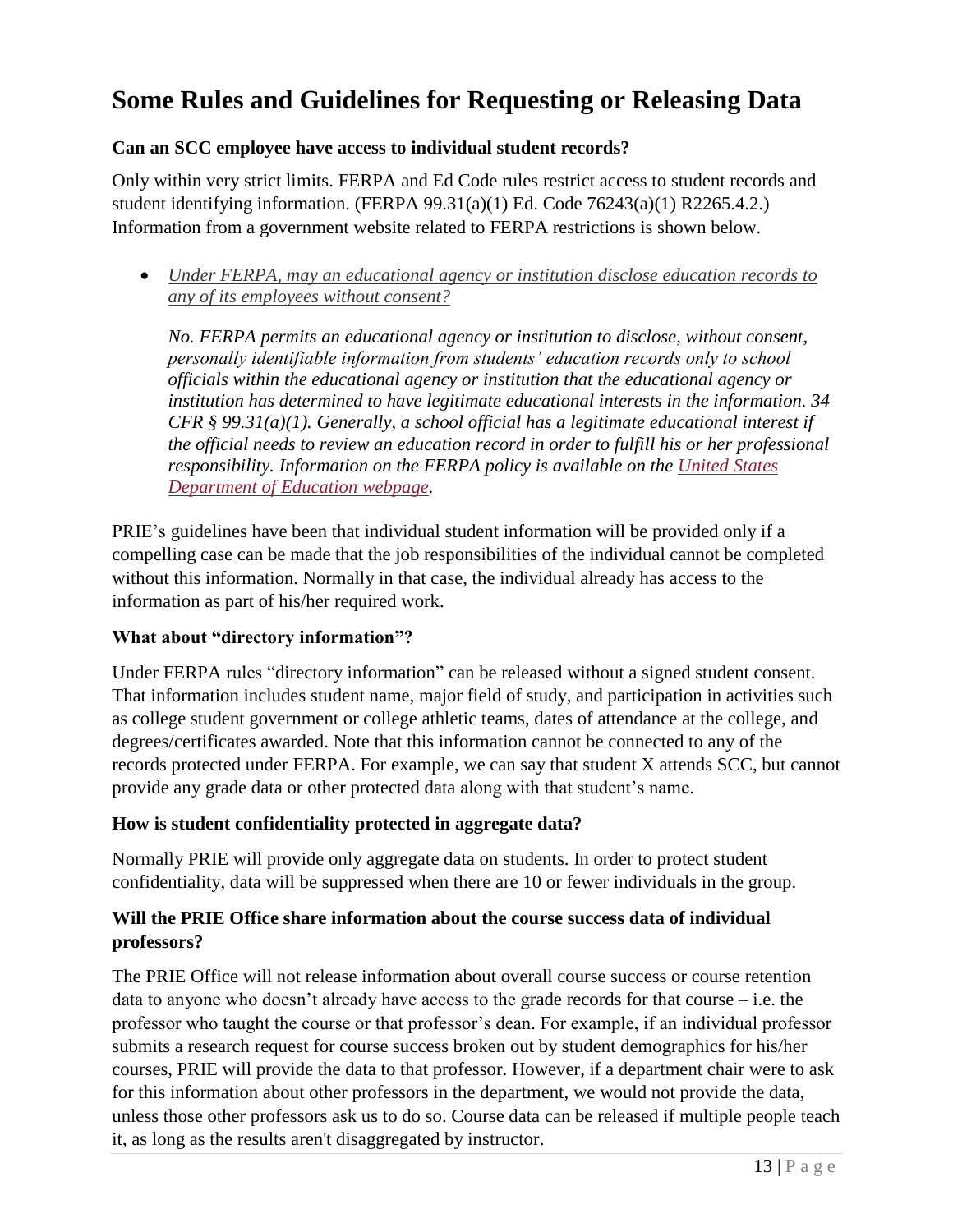# Some Rules and Guidelines for Requesting or Releasing Data

### Can an SCC employee have access to individual student records?

Only within very strict limits. FERPA and Ed Code rules restrict access to student records and student identifying information. (FERPA 99.31(a)(1) Ed. Code 76243(a)(1) R2265.4.2.) Information from a government website related to FERPA restrictions is shown below.

- *Under FERPA, may an educational agency or institution disclose education records to any of its employees without consent?*

  *No. FERPA permits an educational agency or institution to disclose, without consent, personally identifiable information from students' education records only to school officials within the educational agency or institution that the educational agency or institution has determined to have legitimate educational interests in the information. 34 CFR § 99.31(a)(1). Generally, a school official has a legitimate educational interest if the official needs to review an education record in order to fulfill his or her professional responsibility. Information on the FERPA policy is available on the United States Department of Education webpage.*

PRIE's guidelines have been that individual student information will be provided only if a compelling case can be made that the job responsibilities of the individual cannot be completed without this information. Normally in that case, the individual already has access to the information as part of his/her required work.

### What about "directory information"?

Under FERPA rules "directory information" can be released without a signed student consent. That information includes student name, major field of study, and participation in activities such as college student government or college athletic teams, dates of attendance at the college, and degrees/certificates awarded. Note that this information cannot be connected to any of the records protected under FERPA. For example, we can say that student X attends SCC, but cannot provide any grade data or other protected data along with that student's name.

### How is student confidentiality protected in aggregate data?

Normally PRIE will provide only aggregate data on students. In order to protect student confidentiality, data will be suppressed when there are 10 or fewer individuals in the group.

### Will the PRIE Office share information about the course success data of individual professors?

The PRIE Office will not release information about overall course success or course retention data to anyone who doesn't already have access to the grade records for that course – i.e. the professor who taught the course or that professor's dean. For example, if an individual professor submits a research request for course success broken out by student demographics for his/her courses, PRIE will provide the data to that professor. However, if a department chair were to ask for this information about other professors in the department, we would not provide the data, unless those other professors ask us to do so. Course data can be released if multiple people teach it, as long as the results aren't disaggregated by instructor.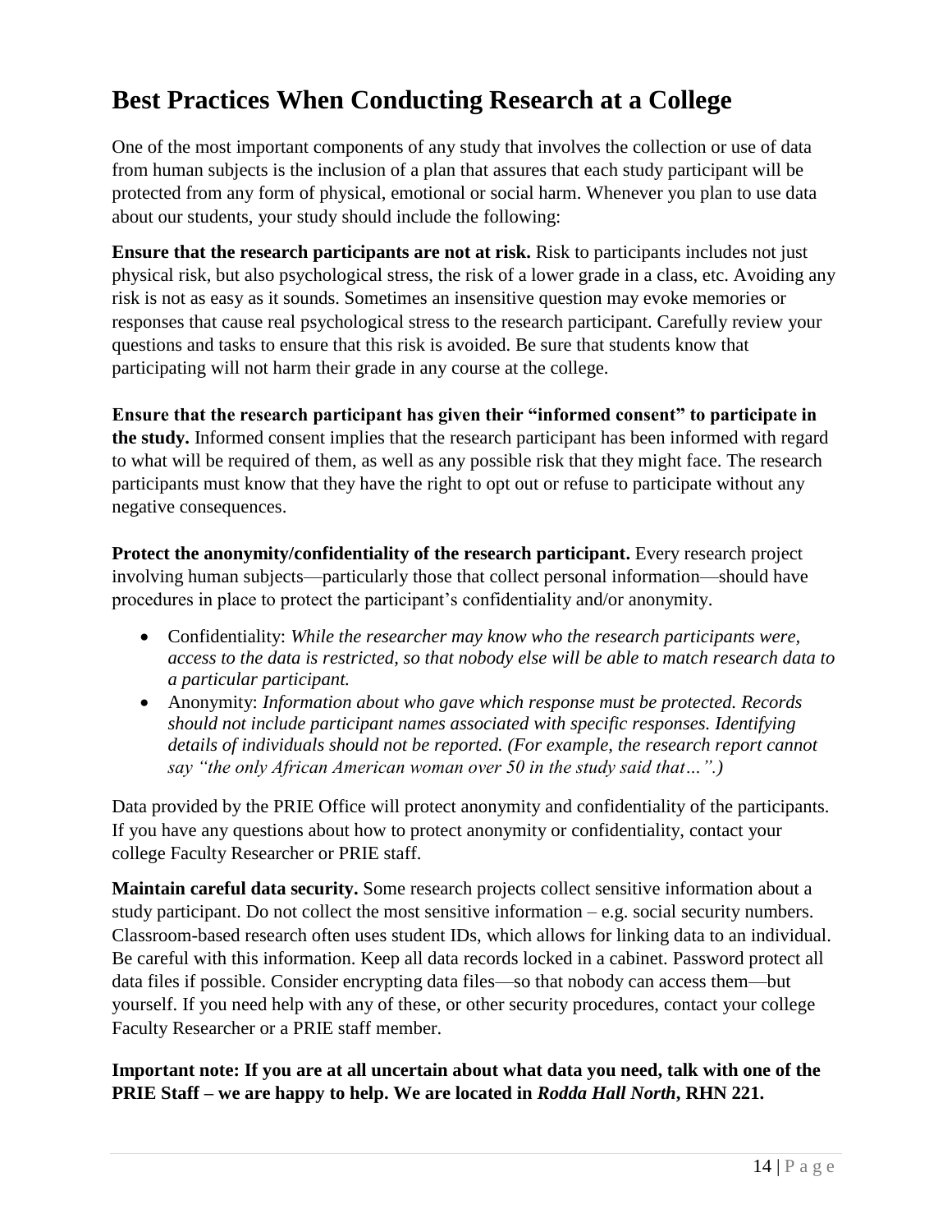## Best Practices When Conducting Research at a College

One of the most important components of any study that involves the collection or use of data from human subjects is the inclusion of a plan that assures that each study participant will be protected from any form of physical, emotional or social harm. Whenever you plan to use data about our students, your study should include the following:

**Ensure that the research participants are not at risk.** Risk to participants includes not just physical risk, but also psychological stress, the risk of a lower grade in a class, etc. Avoiding any risk is not as easy as it sounds. Sometimes an insensitive question may evoke memories or responses that cause real psychological stress to the research participant. Carefully review your questions and tasks to ensure that this risk is avoided. Be sure that students know that participating will not harm their grade in any course at the college.

**Ensure that the research participant has given their "informed consent" to participate in the study.** Informed consent implies that the research participant has been informed with regard to what will be required of them, as well as any possible risk that they might face. The research participants must know that they have the right to opt out or refuse to participate without any negative consequences.

**Protect the anonymity/confidentiality of the research participant.** Every research project involving human subjects—particularly those that collect personal information—should have procedures in place to protect the participant's confidentiality and/or anonymity.

- Confidentiality: *While the researcher may know who the research participants were, access to the data is restricted, so that nobody else will be able to match research data to a particular participant.*
- Anonymity: *Information about who gave which response must be protected. Records should not include participant names associated with specific responses. Identifying details of individuals should not be reported. (For example, the research report cannot say "the only African American woman over 50 in the study said that…".)*

Data provided by the PRIE Office will protect anonymity and confidentiality of the participants. If you have any questions about how to protect anonymity or confidentiality, contact your college Faculty Researcher or PRIE staff.

**Maintain careful data security.** Some research projects collect sensitive information about a study participant. Do not collect the most sensitive information – e.g. social security numbers. Classroom-based research often uses student IDs, which allows for linking data to an individual. Be careful with this information. Keep all data records locked in a cabinet. Password protect all data files if possible. Consider encrypting data files—so that nobody can access them—but yourself. If you need help with any of these, or other security procedures, contact your college Faculty Researcher or a PRIE staff member.

**Important note: If you are at all uncertain about what data you need, talk with one of the PRIE Staff – we are happy to help. We are located in *Rodda Hall North*, RHN 221.**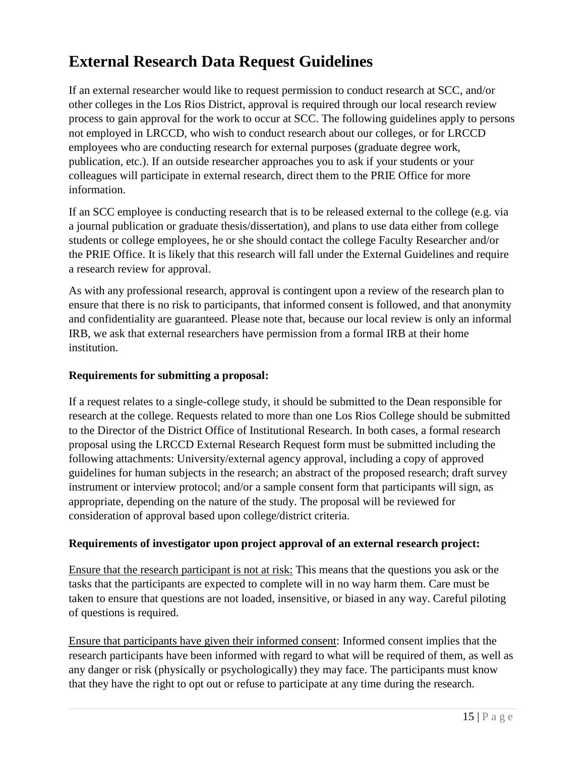# External Research Data Request Guidelines

If an external researcher would like to request permission to conduct research at SCC, and/or other colleges in the Los Rios District, approval is required through our local research review process to gain approval for the work to occur at SCC. The following guidelines apply to persons not employed in LRCCD, who wish to conduct research about our colleges, or for LRCCD employees who are conducting research for external purposes (graduate degree work, publication, etc.). If an outside researcher approaches you to ask if your students or your colleagues will participate in external research, direct them to the PRIE Office for more information.

If an SCC employee is conducting research that is to be released external to the college (e.g. via a journal publication or graduate thesis/dissertation), and plans to use data either from college students or college employees, he or she should contact the college Faculty Researcher and/or the PRIE Office. It is likely that this research will fall under the External Guidelines and require a research review for approval.

As with any professional research, approval is contingent upon a review of the research plan to ensure that there is no risk to participants, that informed consent is followed, and that anonymity and confidentiality are guaranteed. Please note that, because our local review is only an informal IRB, we ask that external researchers have permission from a formal IRB at their home institution.

**Requirements for submitting a proposal:**

If a request relates to a single-college study, it should be submitted to the Dean responsible for research at the college. Requests related to more than one Los Rios College should be submitted to the Director of the District Office of Institutional Research. In both cases, a formal research proposal using the LRCCD External Research Request form must be submitted including the following attachments: University/external agency approval, including a copy of approved guidelines for human subjects in the research; an abstract of the proposed research; draft survey instrument or interview protocol; and/or a sample consent form that participants will sign, as appropriate, depending on the nature of the study. The proposal will be reviewed for consideration of approval based upon college/district criteria.

**Requirements of investigator upon project approval of an external research project:**

<u>Ensure that the research participant is not at risk:</u> This means that the questions you ask or the tasks that the participants are expected to complete will in no way harm them. Care must be taken to ensure that questions are not loaded, insensitive, or biased in any way. Careful piloting of questions is required.

<u>Ensure that participants have given their informed consent</u>: Informed consent implies that the research participants have been informed with regard to what will be required of them, as well as any danger or risk (physically or psychologically) they may face. The participants must know that they have the right to opt out or refuse to participate at any time during the research.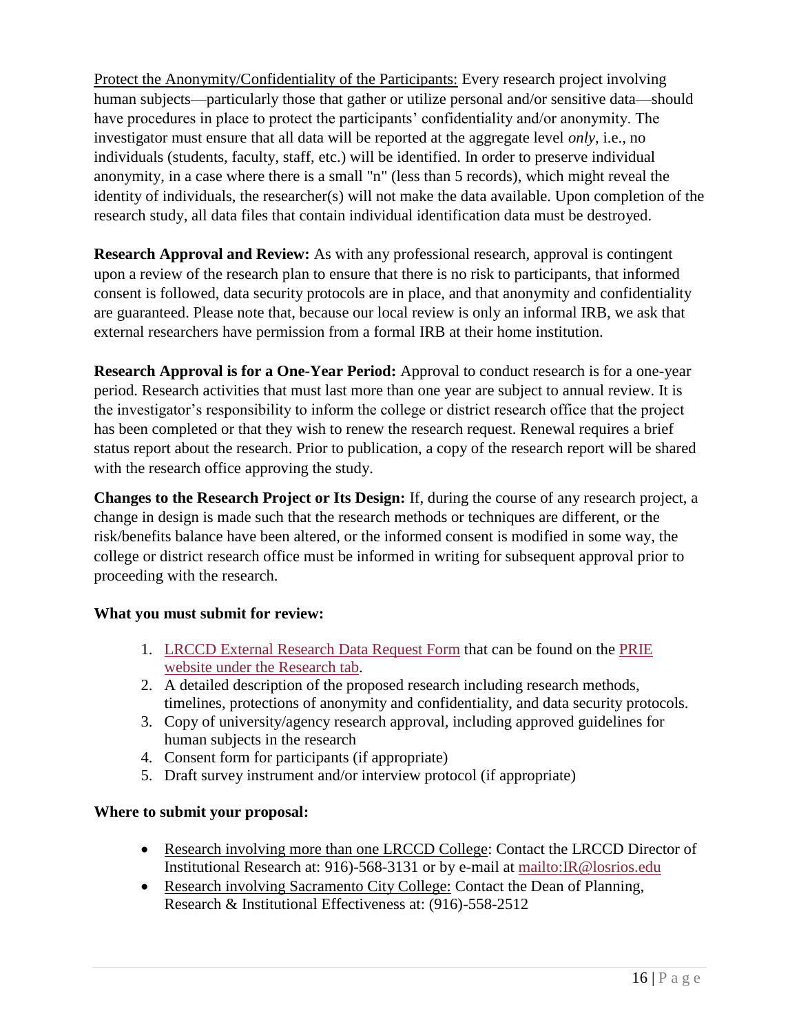Protect the Anonymity/Confidentiality of the Participants: Every research project involving human subjects—particularly those that gather or utilize personal and/or sensitive data—should have procedures in place to protect the participants' confidentiality and/or anonymity. The investigator must ensure that all data will be reported at the aggregate level *only*, i.e., no individuals (students, faculty, staff, etc.) will be identified. In order to preserve individual anonymity, in a case where there is a small "n" (less than 5 records), which might reveal the identity of individuals, the researcher(s) will not make the data available. Upon completion of the research study, all data files that contain individual identification data must be destroyed.

**Research Approval and Review:** As with any professional research, approval is contingent upon a review of the research plan to ensure that there is no risk to participants, that informed consent is followed, data security protocols are in place, and that anonymity and confidentiality are guaranteed. Please note that, because our local review is only an informal IRB, we ask that external researchers have permission from a formal IRB at their home institution.

**Research Approval is for a One-Year Period:** Approval to conduct research is for a one-year period. Research activities that must last more than one year are subject to annual review. It is the investigator's responsibility to inform the college or district research office that the project has been completed or that they wish to renew the research request. Renewal requires a brief status report about the research. Prior to publication, a copy of the research report will be shared with the research office approving the study.

**Changes to the Research Project or Its Design:** If, during the course of any research project, a change in design is made such that the research methods or techniques are different, or the risk/benefits balance have been altered, or the informed consent is modified in some way, the college or district research office must be informed in writing for subsequent approval prior to proceeding with the research.

**What you must submit for review:**

1. LRCCD External Research Data Request Form that can be found on the PRIE website under the Research tab.
2. A detailed description of the proposed research including research methods, timelines, protections of anonymity and confidentiality, and data security protocols.
3. Copy of university/agency research approval, including approved guidelines for human subjects in the research
4. Consent form for participants (if appropriate)
5. Draft survey instrument and/or interview protocol (if appropriate)

**Where to submit your proposal:**

- Research involving more than one LRCCD College: Contact the LRCCD Director of Institutional Research at: 916)-568-3131 or by e-mail at mailto:IR@losrios.edu
- Research involving Sacramento City College: Contact the Dean of Planning, Research & Institutional Effectiveness at: (916)-558-2512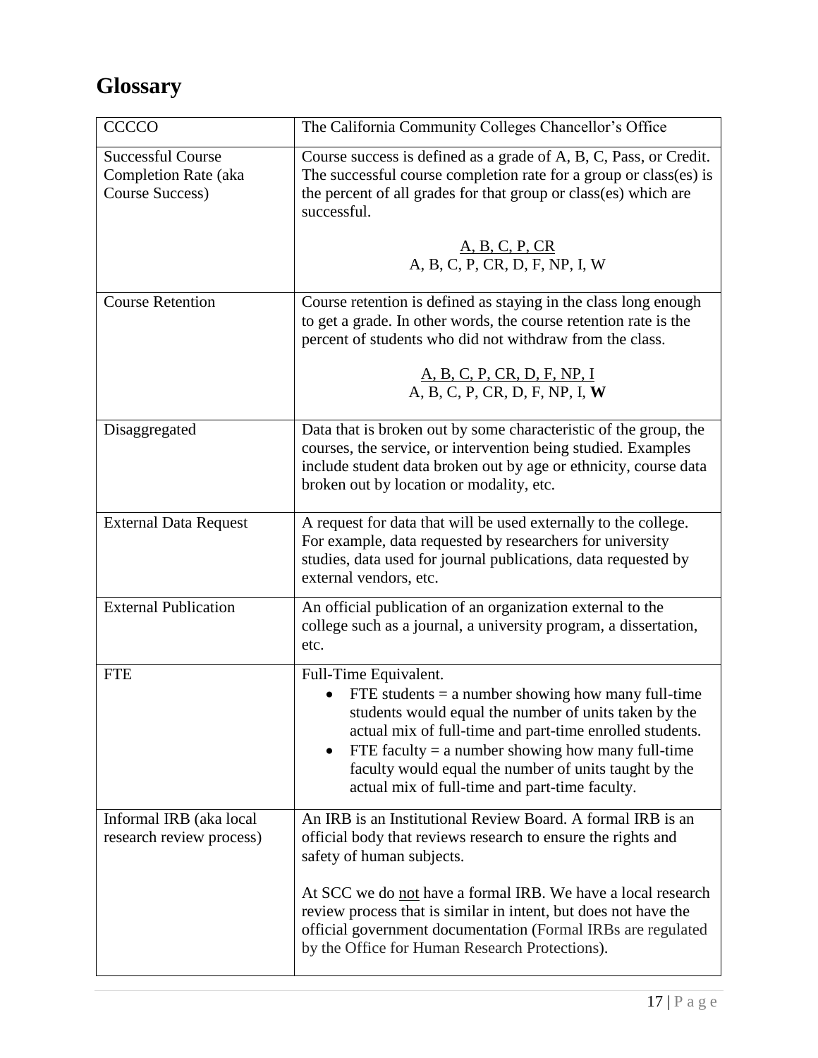# Glossary

| | |
|---|---|
| CCCCO | The California Community Colleges Chancellor's Office |
| Successful Course Completion Rate (aka Course Success) | Course success is defined as a grade of A, B, C, Pass, or Credit. The successful course completion rate for a group or class(es) is the percent of all grades for that group or class(es) which are successful.<br><br>$\frac{\text{A, B, C, P, CR}}{\text{A, B, C, P, CR, D, F, NP, I, W}}$ |
| Course Retention | Course retention is defined as staying in the class long enough to get a grade. In other words, the course retention rate is the percent of students who did not withdraw from the class.<br><br>$\frac{\text{A, B, C, P, CR, D, F, NP, I}}{\text{A, B, C, P, CR, D, F, NP, I, } \mathbf{W}}$ |
| Disaggregated | Data that is broken out by some characteristic of the group, the courses, the service, or intervention being studied. Examples include student data broken out by age or ethnicity, course data broken out by location or modality, etc. |
| External Data Request | A request for data that will be used externally to the college. For example, data requested by researchers for university studies, data used for journal publications, data requested by external vendors, etc. |
| External Publication | An official publication of an organization external to the college such as a journal, a university program, a dissertation, etc. |
| FTE | Full-Time Equivalent.<br>• FTE students = a number showing how many full-time students would equal the number of units taken by the actual mix of full-time and part-time enrolled students.<br>• FTE faculty = a number showing how many full-time faculty would equal the number of units taught by the actual mix of full-time and part-time faculty. |
| Informal IRB (aka local research review process) | An IRB is an Institutional Review Board. A formal IRB is an official body that reviews research to ensure the rights and safety of human subjects.<br><br>At SCC we do not have a formal IRB. We have a local research review process that is similar in intent, but does not have the official government documentation (Formal IRBs are regulated by the Office for Human Research Protections). |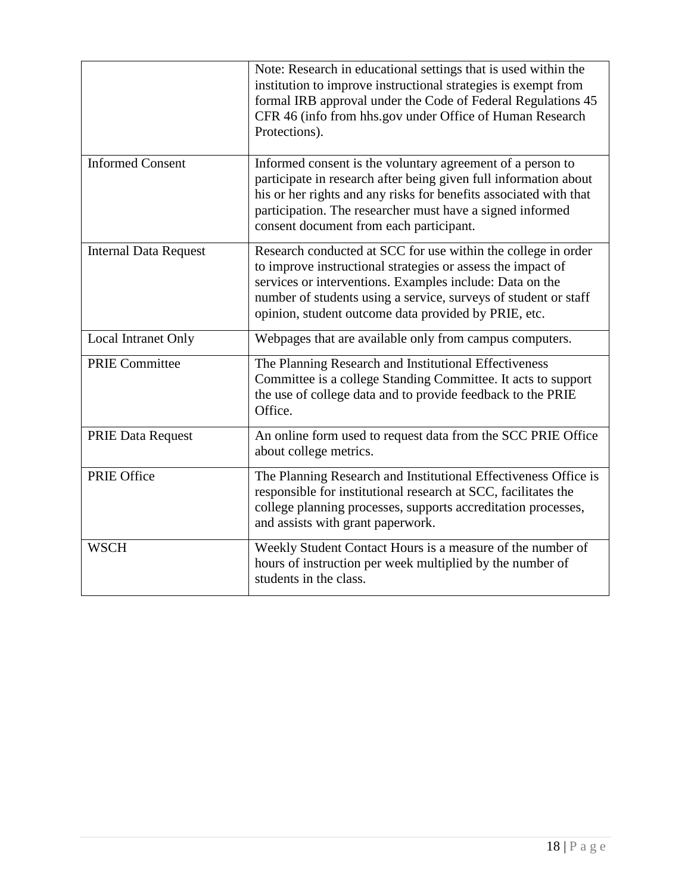| | |
|---|---|
| | Note: Research in educational settings that is used within the institution to improve instructional strategies is exempt from formal IRB approval under the Code of Federal Regulations 45 CFR 46 (info from hhs.gov under Office of Human Research Protections). |
| Informed Consent | Informed consent is the voluntary agreement of a person to participate in research after being given full information about his or her rights and any risks for benefits associated with that participation. The researcher must have a signed informed consent document from each participant. |
| Internal Data Request | Research conducted at SCC for use within the college in order to improve instructional strategies or assess the impact of services or interventions. Examples include: Data on the number of students using a service, surveys of student or staff opinion, student outcome data provided by PRIE, etc. |
| Local Intranet Only | Webpages that are available only from campus computers. |
| PRIE Committee | The Planning Research and Institutional Effectiveness Committee is a college Standing Committee. It acts to support the use of college data and to provide feedback to the PRIE Office. |
| PRIE Data Request | An online form used to request data from the SCC PRIE Office about college metrics. |
| PRIE Office | The Planning Research and Institutional Effectiveness Office is responsible for institutional research at SCC, facilitates the college planning processes, supports accreditation processes, and assists with grant paperwork. |
| WSCH | Weekly Student Contact Hours is a measure of the number of hours of instruction per week multiplied by the number of students in the class. |